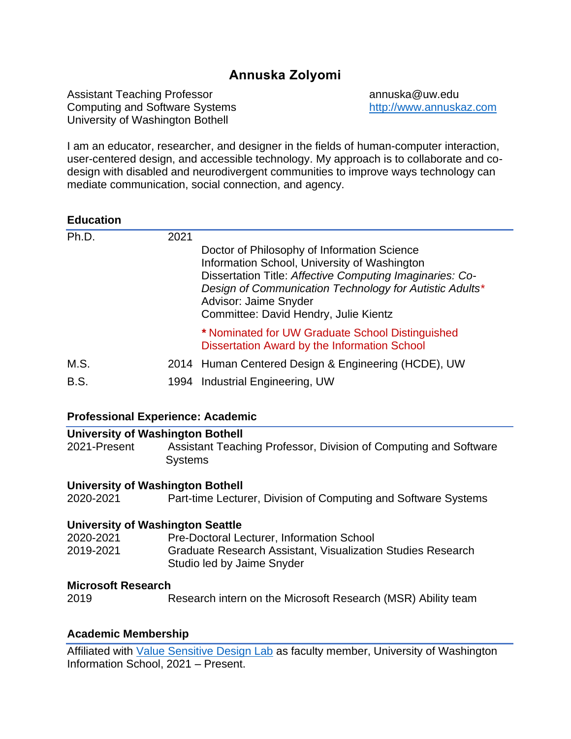# Annuska Zolyomi

Assistant Teaching Professor
Computing and Software Systems
University of Washington Bothell

annuska@uw.edu
[http://www.annuskaz.com](http://www.annuskaz.com)

I am an educator, researcher, and designer in the fields of human-computer interaction, user-centered design, and accessible technology. My approach is to collaborate and co-design with disabled and neurodivergent communities to improve ways technology can mediate communication, social connection, and agency.

## Education

**Ph.D.** 2021

Doctor of Philosophy of Information Science
Information School, University of Washington
Dissertation Title: *Affective Computing Imaginaries: Co-Design of Communication Technology for Autistic Adults**
Advisor: Jaime Snyder
Committee: David Hendry, Julie Kientz

**\*** Nominated for UW Graduate School Distinguished Dissertation Award by the Information School

**M.S.** 2014 Human Centered Design & Engineering (HCDE), UW

**B.S.** 1994 Industrial Engineering, UW

## Professional Experience: Academic

**University of Washington Bothell**

2021-Present Assistant Teaching Professor, Division of Computing and Software Systems

**University of Washington Bothell**

2020-2021 Part-time Lecturer, Division of Computing and Software Systems

**University of Washington Seattle**

2020-2021 Pre-Doctoral Lecturer, Information School

2019-2021 Graduate Research Assistant, Visualization Studies Research Studio led by Jaime Snyder

**Microsoft Research**

2019 Research intern on the Microsoft Research (MSR) Ability team

## Academic Membership

Affiliated with [Value Sensitive Design Lab](#) as faculty member, University of Washington Information School, 2021 – Present.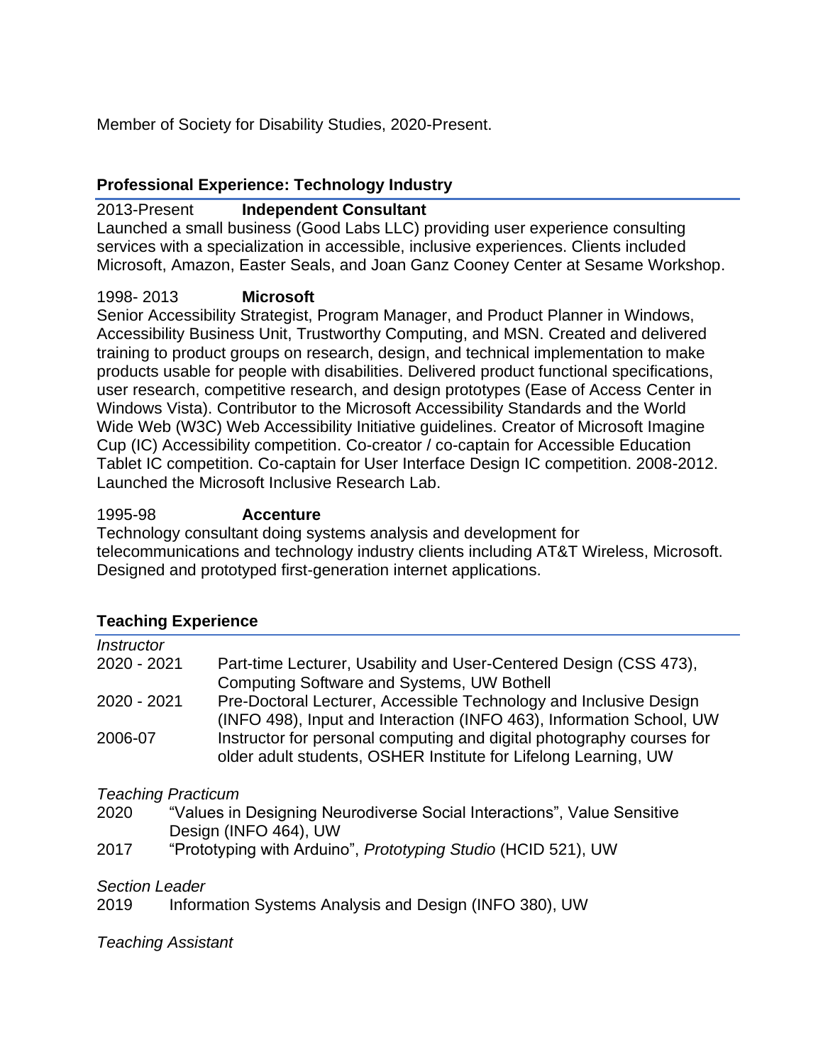Member of Society for Disability Studies, 2020-Present.

## Professional Experience: Technology Industry

2013-Present **Independent Consultant**
Launched a small business (Good Labs LLC) providing user experience consulting services with a specialization in accessible, inclusive experiences. Clients included Microsoft, Amazon, Easter Seals, and Joan Ganz Cooney Center at Sesame Workshop.

1998- 2013 **Microsoft**
Senior Accessibility Strategist, Program Manager, and Product Planner in Windows, Accessibility Business Unit, Trustworthy Computing, and MSN. Created and delivered training to product groups on research, design, and technical implementation to make products usable for people with disabilities. Delivered product functional specifications, user research, competitive research, and design prototypes (Ease of Access Center in Windows Vista). Contributor to the Microsoft Accessibility Standards and the World Wide Web (W3C) Web Accessibility Initiative guidelines. Creator of Microsoft Imagine Cup (IC) Accessibility competition. Co-creator / co-captain for Accessible Education Tablet IC competition. Co-captain for User Interface Design IC competition. 2008-2012. Launched the Microsoft Inclusive Research Lab.

1995-98 **Accenture**
Technology consultant doing systems analysis and development for telecommunications and technology industry clients including AT&T Wireless, Microsoft. Designed and prototyped first-generation internet applications.

## Teaching Experience

*Instructor*

2020 - 2021 Part-time Lecturer, Usability and User-Centered Design (CSS 473), Computing Software and Systems, UW Bothell

2020 - 2021 Pre-Doctoral Lecturer, Accessible Technology and Inclusive Design (INFO 498), Input and Interaction (INFO 463), Information School, UW

2006-07 Instructor for personal computing and digital photography courses for older adult students, OSHER Institute for Lifelong Learning, UW

*Teaching Practicum*

2020 "Values in Designing Neurodiverse Social Interactions", Value Sensitive Design (INFO 464), UW

2017 "Prototyping with Arduino", *Prototyping Studio* (HCID 521), UW

*Section Leader*

2019 Information Systems Analysis and Design (INFO 380), UW

*Teaching Assistant*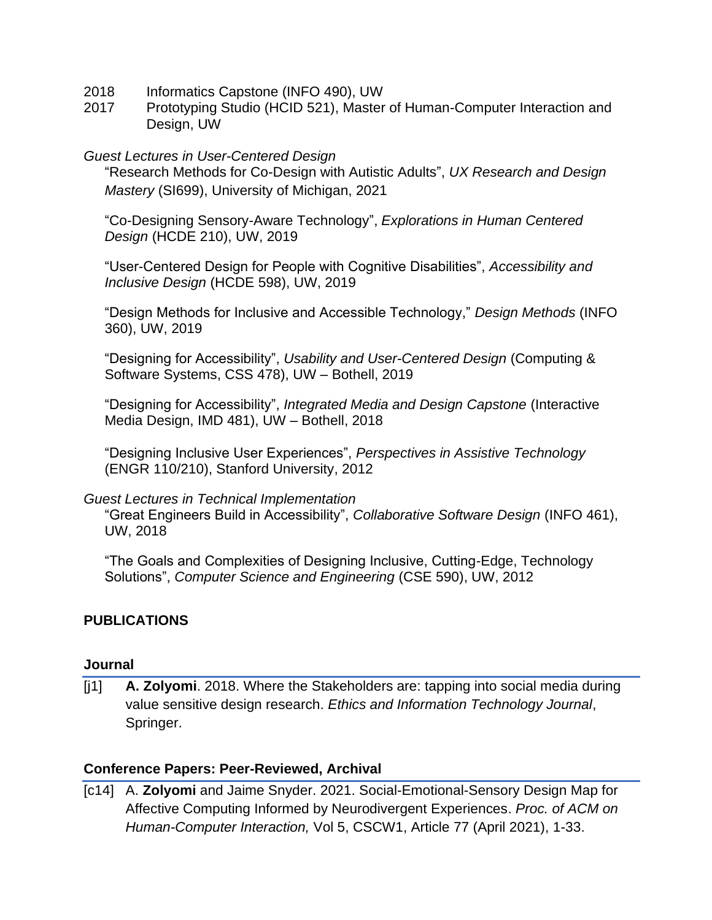2018 Informatics Capstone (INFO 490), UW
2017 Prototyping Studio (HCID 521), Master of Human-Computer Interaction and Design, UW

*Guest Lectures in User-Centered Design*

"Research Methods for Co-Design with Autistic Adults", *UX Research and Design Mastery* (SI699), University of Michigan, 2021

"Co-Designing Sensory-Aware Technology", *Explorations in Human Centered Design* (HCDE 210), UW, 2019

"User-Centered Design for People with Cognitive Disabilities", *Accessibility and Inclusive Design* (HCDE 598), UW, 2019

"Design Methods for Inclusive and Accessible Technology," *Design Methods* (INFO 360), UW, 2019

"Designing for Accessibility", *Usability and User-Centered Design* (Computing & Software Systems, CSS 478), UW – Bothell, 2019

"Designing for Accessibility", *Integrated Media and Design Capstone* (Interactive Media Design, IMD 481), UW – Bothell, 2018

"Designing Inclusive User Experiences", *Perspectives in Assistive Technology* (ENGR 110/210), Stanford University, 2012

*Guest Lectures in Technical Implementation*

"Great Engineers Build in Accessibility", *Collaborative Software Design* (INFO 461), UW, 2018

"The Goals and Complexities of Designing Inclusive, Cutting-Edge, Technology Solutions", *Computer Science and Engineering* (CSE 590), UW, 2012

## PUBLICATIONS

### Journal

[j1] **A. Zolyomi**. 2018. Where the Stakeholders are: tapping into social media during value sensitive design research. *Ethics and Information Technology Journal*, Springer.

### Conference Papers: Peer-Reviewed, Archival

[c14] A. **Zolyomi** and Jaime Snyder. 2021. Social-Emotional-Sensory Design Map for Affective Computing Informed by Neurodivergent Experiences. *Proc. of ACM on Human-Computer Interaction,* Vol 5, CSCW1, Article 77 (April 2021), 1-33.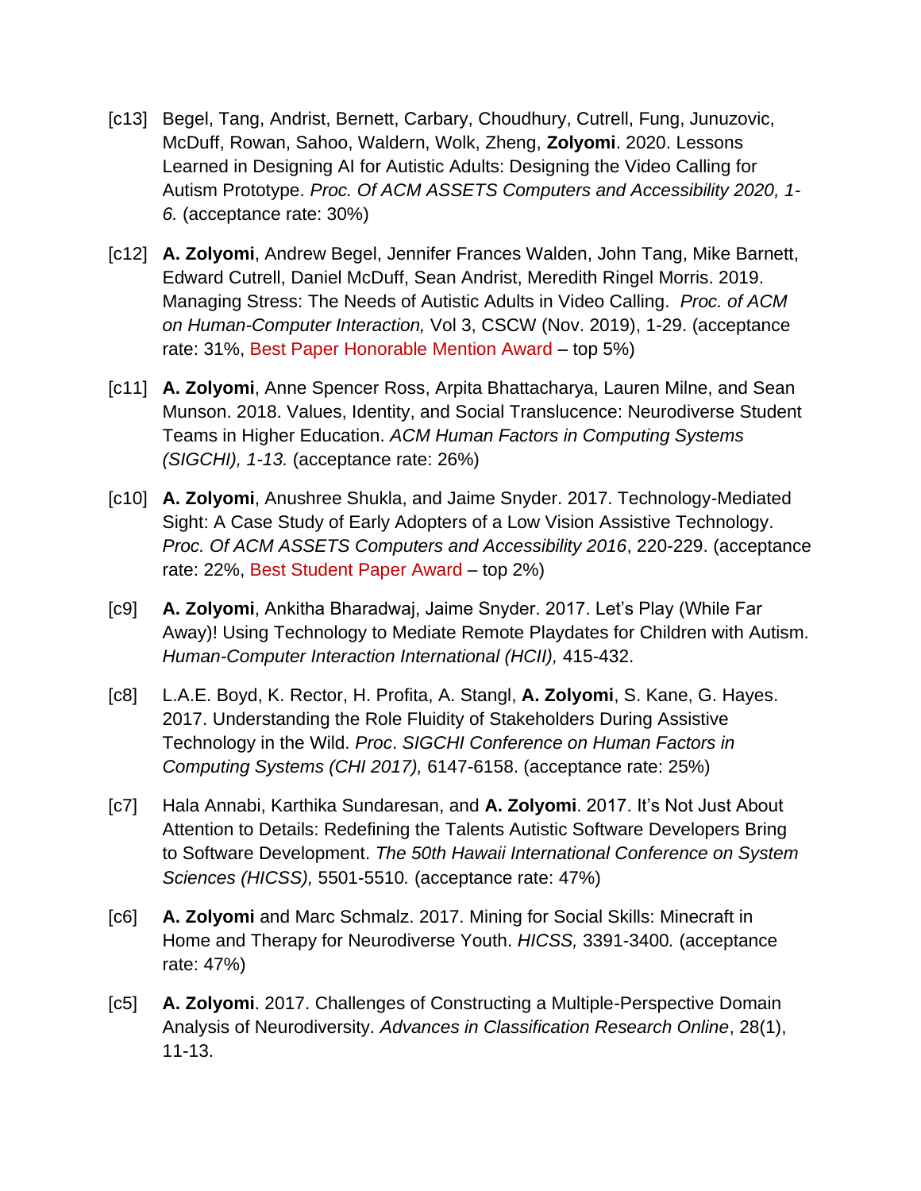[c13] Begel, Tang, Andrist, Bernett, Carbary, Choudhury, Cutrell, Fung, Junuzovic, McDuff, Rowan, Sahoo, Waldern, Wolk, Zheng, **Zolyomi**. 2020. Lessons Learned in Designing AI for Autistic Adults: Designing the Video Calling for Autism Prototype. *Proc. Of ACM ASSETS Computers and Accessibility 2020, 1-6.* (acceptance rate: 30%)

[c12] **A. Zolyomi**, Andrew Begel, Jennifer Frances Walden, John Tang, Mike Barnett, Edward Cutrell, Daniel McDuff, Sean Andrist, Meredith Ringel Morris. 2019. Managing Stress: The Needs of Autistic Adults in Video Calling. *Proc. of ACM on Human-Computer Interaction,* Vol 3, CSCW (Nov. 2019), 1-29. (acceptance rate: 31%, Best Paper Honorable Mention Award – top 5%)

[c11] **A. Zolyomi**, Anne Spencer Ross, Arpita Bhattacharya, Lauren Milne, and Sean Munson. 2018. Values, Identity, and Social Translucence: Neurodiverse Student Teams in Higher Education. *ACM Human Factors in Computing Systems (SIGCHI), 1-13.* (acceptance rate: 26%)

[c10] **A. Zolyomi**, Anushree Shukla, and Jaime Snyder. 2017. Technology-Mediated Sight: A Case Study of Early Adopters of a Low Vision Assistive Technology. *Proc. Of ACM ASSETS Computers and Accessibility 2016*, 220-229. (acceptance rate: 22%, Best Student Paper Award – top 2%)

[c9] **A. Zolyomi**, Ankitha Bharadwaj, Jaime Snyder. 2017. Let's Play (While Far Away)! Using Technology to Mediate Remote Playdates for Children with Autism. *Human-Computer Interaction International (HCII),* 415-432.

[c8] L.A.E. Boyd, K. Rector, H. Profita, A. Stangl, **A. Zolyomi**, S. Kane, G. Hayes. 2017. Understanding the Role Fluidity of Stakeholders During Assistive Technology in the Wild. *Proc*. *SIGCHI Conference on Human Factors in Computing Systems (CHI 2017),* 6147-6158. (acceptance rate: 25%)

[c7] Hala Annabi, Karthika Sundaresan, and **A. Zolyomi**. 2017. It's Not Just About Attention to Details: Redefining the Talents Autistic Software Developers Bring to Software Development. *The 50th Hawaii International Conference on System Sciences (HICSS),* 5501-5510*.* (acceptance rate: 47%)

[c6] **A. Zolyomi** and Marc Schmalz. 2017. Mining for Social Skills: Minecraft in Home and Therapy for Neurodiverse Youth. *HICSS,* 3391-3400*.* (acceptance rate: 47%)

[c5] **A. Zolyomi**. 2017. Challenges of Constructing a Multiple-Perspective Domain Analysis of Neurodiversity. *Advances in Classification Research Online*, 28(1), 11-13.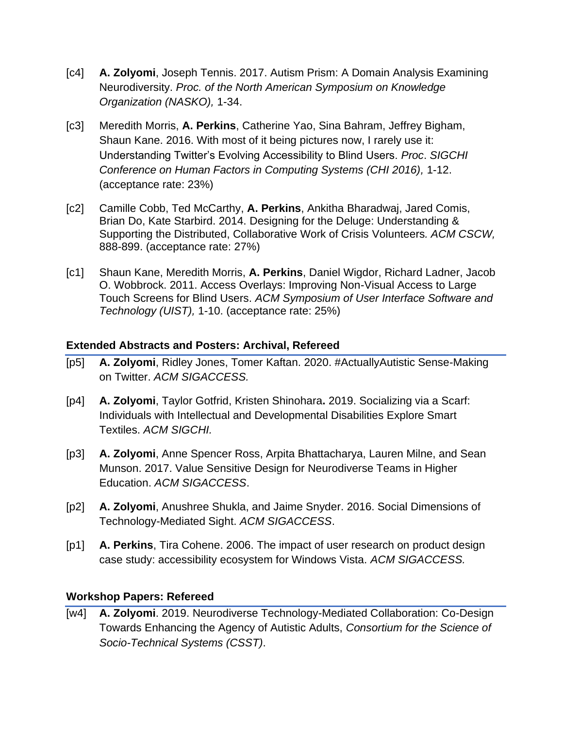[c4] **A. Zolyomi**, Joseph Tennis. 2017. Autism Prism: A Domain Analysis Examining Neurodiversity. *Proc. of the North American Symposium on Knowledge Organization (NASKO),* 1-34.

[c3] Meredith Morris, **A. Perkins**, Catherine Yao, Sina Bahram, Jeffrey Bigham, Shaun Kane. 2016. With most of it being pictures now, I rarely use it: Understanding Twitter's Evolving Accessibility to Blind Users. *Proc. SIGCHI Conference on Human Factors in Computing Systems (CHI 2016),* 1-12. (acceptance rate: 23%)

[c2] Camille Cobb, Ted McCarthy, **A. Perkins**, Ankitha Bharadwaj, Jared Comis, Brian Do, Kate Starbird. 2014. Designing for the Deluge: Understanding & Supporting the Distributed, Collaborative Work of Crisis Volunteers. *ACM CSCW,* 888-899. (acceptance rate: 27%)

[c1] Shaun Kane, Meredith Morris, **A. Perkins**, Daniel Wigdor, Richard Ladner, Jacob O. Wobbrock. 2011. Access Overlays: Improving Non-Visual Access to Large Touch Screens for Blind Users. *ACM Symposium of User Interface Software and Technology (UIST),* 1-10. (acceptance rate: 25%)

### Extended Abstracts and Posters: Archival, Refereed

[p5] **A. Zolyomi**, Ridley Jones, Tomer Kaftan. 2020. #ActuallyAutistic Sense-Making on Twitter. *ACM SIGACCESS.*

[p4] **A. Zolyomi**, Taylor Gotfrid, Kristen Shinohara**.** 2019. Socializing via a Scarf: Individuals with Intellectual and Developmental Disabilities Explore Smart Textiles. *ACM SIGCHI.*

[p3] **A. Zolyomi**, Anne Spencer Ross, Arpita Bhattacharya, Lauren Milne, and Sean Munson. 2017. Value Sensitive Design for Neurodiverse Teams in Higher Education. *ACM SIGACCESS*.

[p2] **A. Zolyomi**, Anushree Shukla, and Jaime Snyder. 2016. Social Dimensions of Technology-Mediated Sight. *ACM SIGACCESS*.

[p1] **A. Perkins**, Tira Cohene. 2006. The impact of user research on product design case study: accessibility ecosystem for Windows Vista. *ACM SIGACCESS.*

### Workshop Papers: Refereed

[w4] **A. Zolyomi**. 2019. Neurodiverse Technology-Mediated Collaboration: Co-Design Towards Enhancing the Agency of Autistic Adults, *Consortium for the Science of Socio-Technical Systems (CSST)*.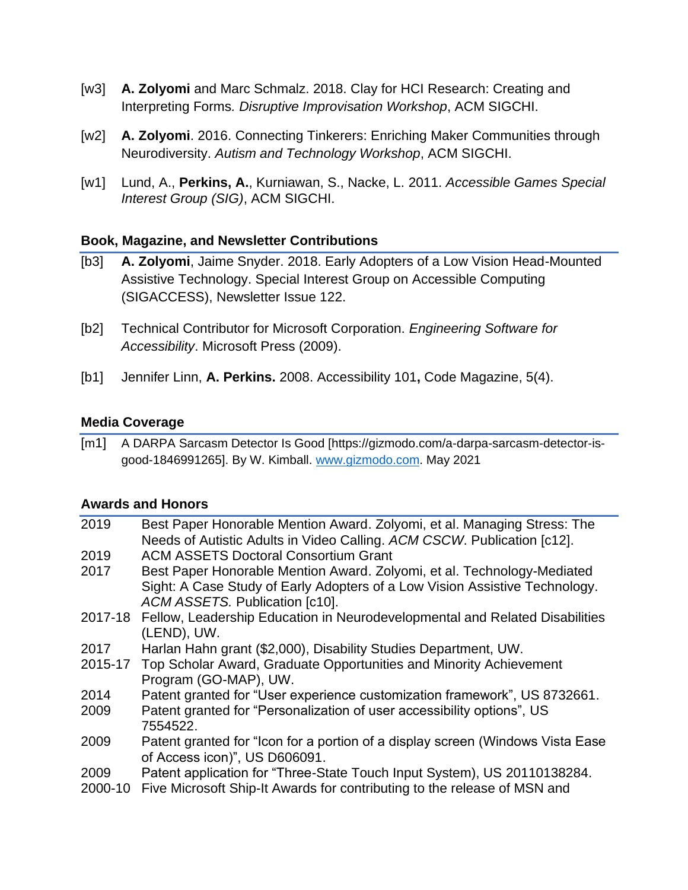[w3] **A. Zolyomi** and Marc Schmalz. 2018. Clay for HCI Research: Creating and Interpreting Forms*. Disruptive Improvisation Workshop*, ACM SIGCHI.

[w2] **A. Zolyomi**. 2016. Connecting Tinkerers: Enriching Maker Communities through Neurodiversity. *Autism and Technology Workshop*, ACM SIGCHI.

[w1] Lund, A., **Perkins, A.**, Kurniawan, S., Nacke, L. 2011. *Accessible Games Special Interest Group (SIG)*, ACM SIGCHI.

### Book, Magazine, and Newsletter Contributions

[b3] **A. Zolyomi**, Jaime Snyder. 2018. Early Adopters of a Low Vision Head-Mounted Assistive Technology. Special Interest Group on Accessible Computing (SIGACCESS), Newsletter Issue 122.

[b2] Technical Contributor for Microsoft Corporation. *Engineering Software for Accessibility*. Microsoft Press (2009).

[b1] Jennifer Linn, **A. Perkins.** 2008. Accessibility 101**,** Code Magazine, 5(4).

### Media Coverage

[m1] A DARPA Sarcasm Detector Is Good [https://gizmodo.com/a-darpa-sarcasm-detector-is-good-1846991265]. By W. Kimball. [www.gizmodo.com](http://www.gizmodo.com). May 2021

### Awards and Honors

| | |
|---|---|
| 2019 | Best Paper Honorable Mention Award. Zolyomi, et al. Managing Stress: The Needs of Autistic Adults in Video Calling. *ACM CSCW*. Publication [c12]. |
| 2019 | ACM ASSETS Doctoral Consortium Grant |
| 2017 | Best Paper Honorable Mention Award. Zolyomi, et al. Technology-Mediated Sight: A Case Study of Early Adopters of a Low Vision Assistive Technology. *ACM ASSETS.* Publication [c10]. |
| 2017-18 | Fellow, Leadership Education in Neurodevelopmental and Related Disabilities (LEND), UW. |
| 2017 | Harlan Hahn grant ($2,000), Disability Studies Department, UW. |
| 2015-17 | Top Scholar Award, Graduate Opportunities and Minority Achievement Program (GO-MAP), UW. |
| 2014 | Patent granted for "User experience customization framework", US 8732661. |
| 2009 | Patent granted for "Personalization of user accessibility options", US 7554522. |
| 2009 | Patent granted for "Icon for a portion of a display screen (Windows Vista Ease of Access icon)", US D606091. |
| 2009 | Patent application for "Three-State Touch Input System), US 20110138284. |
| 2000-10 | Five Microsoft Ship-It Awards for contributing to the release of MSN and |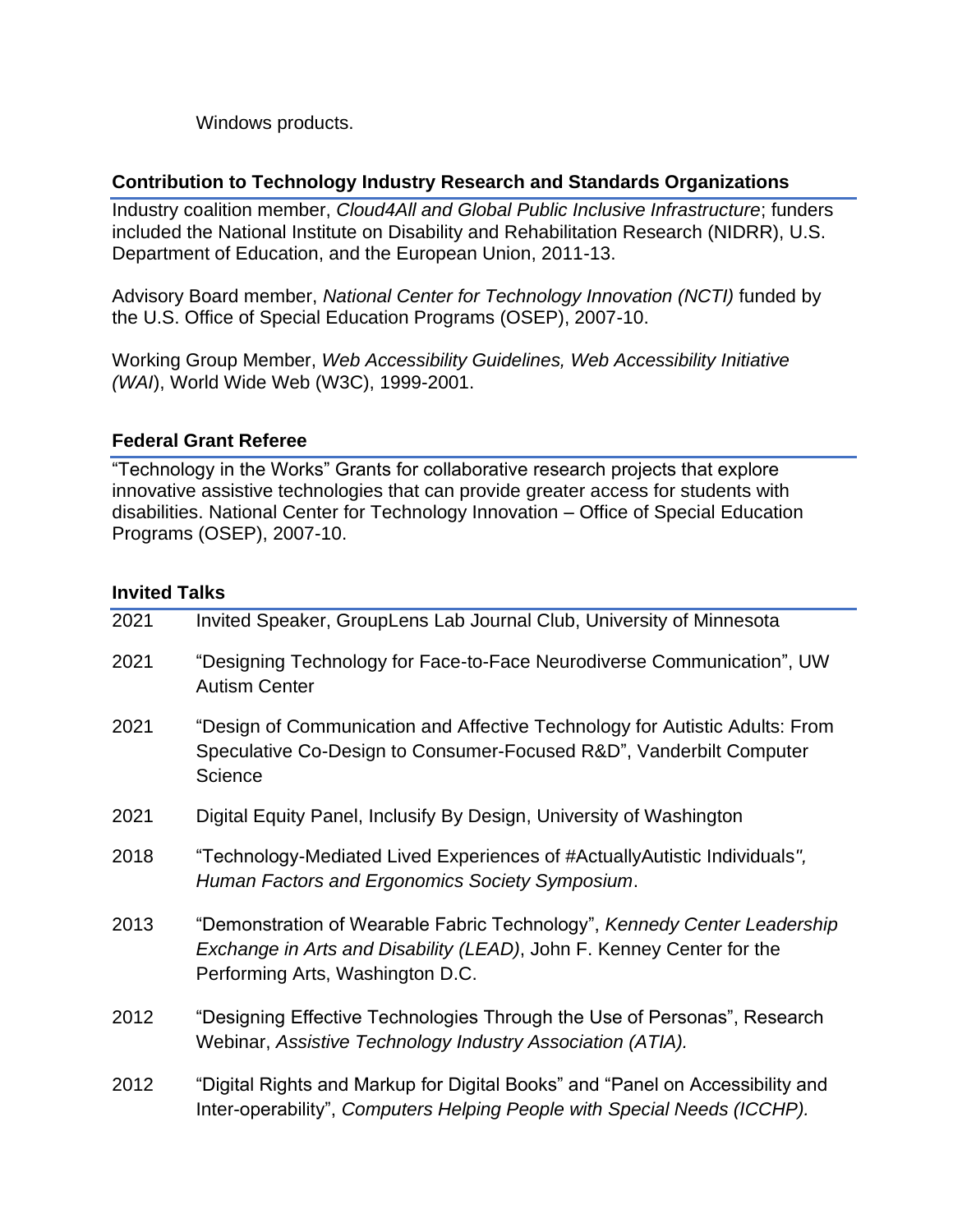Windows products.

## Contribution to Technology Industry Research and Standards Organizations

Industry coalition member, *Cloud4All and Global Public Inclusive Infrastructure*; funders included the National Institute on Disability and Rehabilitation Research (NIDRR), U.S. Department of Education, and the European Union, 2011-13.

Advisory Board member, *National Center for Technology Innovation (NCTI)* funded by the U.S. Office of Special Education Programs (OSEP), 2007-10.

Working Group Member, *Web Accessibility Guidelines, Web Accessibility Initiative (WAI*), World Wide Web (W3C), 1999-2001.

## Federal Grant Referee

"Technology in the Works" Grants for collaborative research projects that explore innovative assistive technologies that can provide greater access for students with disabilities. National Center for Technology Innovation – Office of Special Education Programs (OSEP), 2007-10.

## Invited Talks

2021 Invited Speaker, GroupLens Lab Journal Club, University of Minnesota

2021 "Designing Technology for Face-to-Face Neurodiverse Communication", UW Autism Center

2021 "Design of Communication and Affective Technology for Autistic Adults: From Speculative Co-Design to Consumer-Focused R&D", Vanderbilt Computer Science

2021 Digital Equity Panel, Inclusify By Design, University of Washington

2018 "Technology-Mediated Lived Experiences of #ActuallyAutistic Individuals*", Human Factors and Ergonomics Society Symposium*.

2013 "Demonstration of Wearable Fabric Technology", *Kennedy Center Leadership Exchange in Arts and Disability (LEAD)*, John F. Kenney Center for the Performing Arts, Washington D.C.

2012 "Designing Effective Technologies Through the Use of Personas", Research Webinar, *Assistive Technology Industry Association (ATIA).*

2012 "Digital Rights and Markup for Digital Books" and "Panel on Accessibility and Inter-operability", *Computers Helping People with Special Needs (ICCHP).*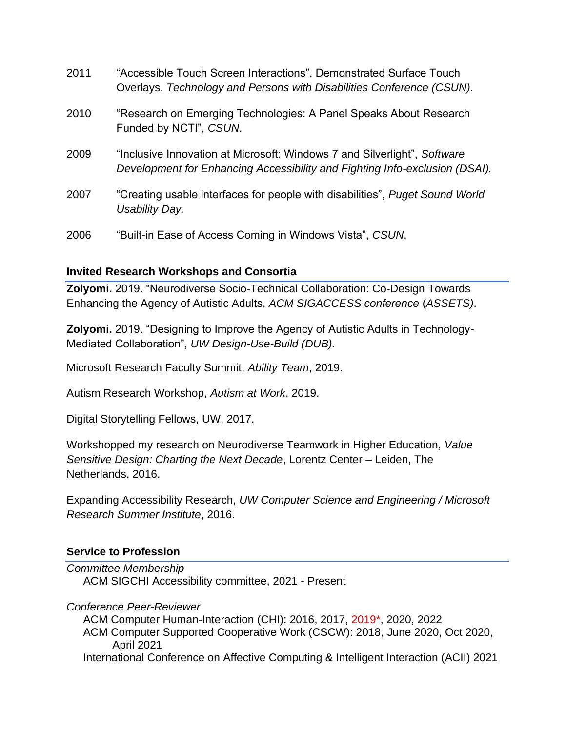2011 "Accessible Touch Screen Interactions", Demonstrated Surface Touch Overlays. *Technology and Persons with Disabilities Conference (CSUN).*

2010 "Research on Emerging Technologies: A Panel Speaks About Research Funded by NCTI", *CSUN*.

2009 "Inclusive Innovation at Microsoft: Windows 7 and Silverlight", *Software Development for Enhancing Accessibility and Fighting Info-exclusion (DSAI).*

2007 "Creating usable interfaces for people with disabilities", *Puget Sound World Usability Day.*

2006 "Built-in Ease of Access Coming in Windows Vista", *CSUN*.

### Invited Research Workshops and Consortia

**Zolyomi.** 2019. "Neurodiverse Socio-Technical Collaboration: Co-Design Towards Enhancing the Agency of Autistic Adults, *ACM SIGACCESS conference* (*ASSETS)*.

**Zolyomi.** 2019. "Designing to Improve the Agency of Autistic Adults in Technology-Mediated Collaboration", *UW Design-Use-Build (DUB).*

Microsoft Research Faculty Summit, *Ability Team*, 2019.

Autism Research Workshop, *Autism at Work*, 2019.

Digital Storytelling Fellows, UW, 2017.

Workshopped my research on Neurodiverse Teamwork in Higher Education, *Value Sensitive Design: Charting the Next Decade*, Lorentz Center – Leiden, The Netherlands, 2016.

Expanding Accessibility Research, *UW Computer Science and Engineering / Microsoft Research Summer Institute*, 2016.

### Service to Profession

*Committee Membership*

ACM SIGCHI Accessibility committee, 2021 - Present

*Conference Peer-Reviewer*

ACM Computer Human-Interaction (CHI): 2016, 2017, 2019*, 2020, 2022

ACM Computer Supported Cooperative Work (CSCW): 2018, June 2020, Oct 2020, April 2021

International Conference on Affective Computing & Intelligent Interaction (ACII) 2021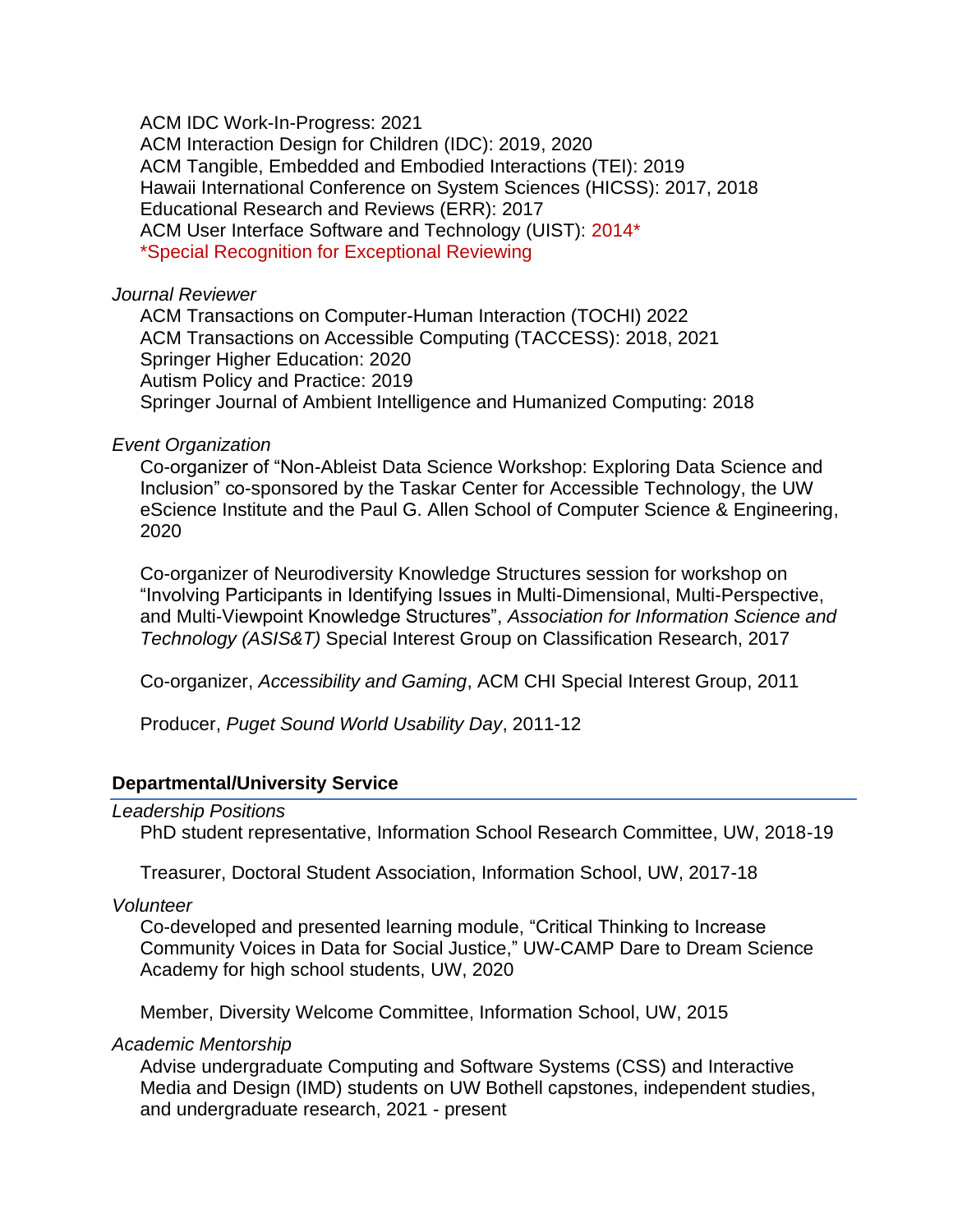ACM IDC Work-In-Progress: 2021
ACM Interaction Design for Children (IDC): 2019, 2020
ACM Tangible, Embedded and Embodied Interactions (TEI): 2019
Hawaii International Conference on System Sciences (HICSS): 2017, 2018
Educational Research and Reviews (ERR): 2017
ACM User Interface Software and Technology (UIST): 2014*
*Special Recognition for Exceptional Reviewing

*Journal Reviewer*

ACM Transactions on Computer-Human Interaction (TOCHI) 2022
ACM Transactions on Accessible Computing (TACCESS): 2018, 2021
Springer Higher Education: 2020
Autism Policy and Practice: 2019
Springer Journal of Ambient Intelligence and Humanized Computing: 2018

*Event Organization*

Co-organizer of "Non-Ableist Data Science Workshop: Exploring Data Science and Inclusion" co-sponsored by the Taskar Center for Accessible Technology, the UW eScience Institute and the Paul G. Allen School of Computer Science & Engineering, 2020

Co-organizer of Neurodiversity Knowledge Structures session for workshop on "Involving Participants in Identifying Issues in Multi-Dimensional, Multi-Perspective, and Multi-Viewpoint Knowledge Structures", *Association for Information Science and Technology (ASIS&T)* Special Interest Group on Classification Research, 2017

Co-organizer, *Accessibility and Gaming*, ACM CHI Special Interest Group, 2011

Producer, *Puget Sound World Usability Day*, 2011-12

## Departmental/University Service

*Leadership Positions*

PhD student representative, Information School Research Committee, UW, 2018-19

Treasurer, Doctoral Student Association, Information School, UW, 2017-18

*Volunteer*

Co-developed and presented learning module, "Critical Thinking to Increase Community Voices in Data for Social Justice," UW-CAMP Dare to Dream Science Academy for high school students, UW, 2020

Member, Diversity Welcome Committee, Information School, UW, 2015

*Academic Mentorship*

Advise undergraduate Computing and Software Systems (CSS) and Interactive Media and Design (IMD) students on UW Bothell capstones, independent studies, and undergraduate research, 2021 - present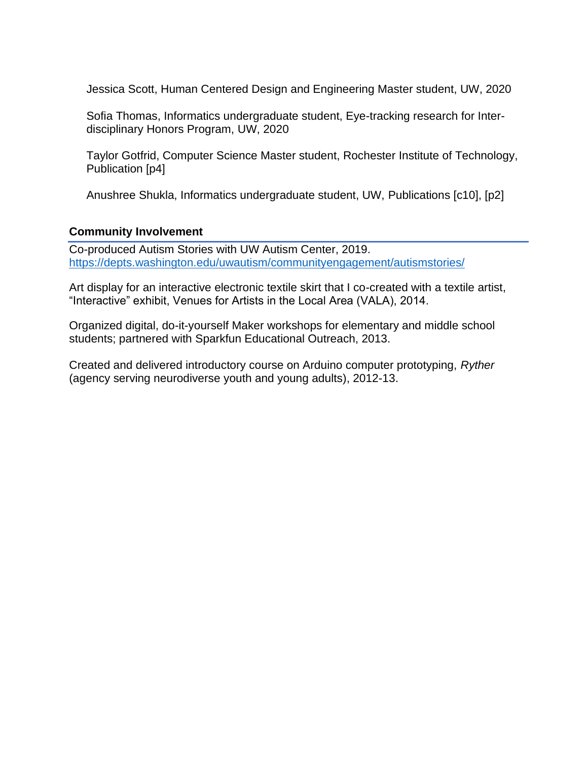Jessica Scott, Human Centered Design and Engineering Master student, UW, 2020

Sofia Thomas, Informatics undergraduate student, Eye-tracking research for Inter-disciplinary Honors Program, UW, 2020

Taylor Gotfrid, Computer Science Master student, Rochester Institute of Technology, Publication [p4]

Anushree Shukla, Informatics undergraduate student, UW, Publications [c10], [p2]

## Community Involvement

Co-produced Autism Stories with UW Autism Center, 2019. https://depts.washington.edu/uwautism/communityengagement/autismstories/

Art display for an interactive electronic textile skirt that I co-created with a textile artist, "Interactive" exhibit, Venues for Artists in the Local Area (VALA), 2014.

Organized digital, do-it-yourself Maker workshops for elementary and middle school students; partnered with Sparkfun Educational Outreach, 2013.

Created and delivered introductory course on Arduino computer prototyping, *Ryther* (agency serving neurodiverse youth and young adults), 2012-13.